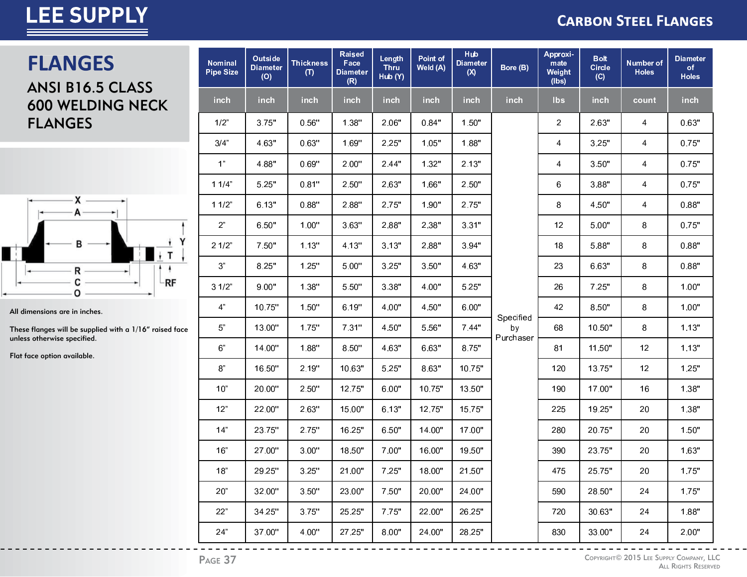# LEE SUPPLY

## CARBON STEEL FLANGES

# FLANGES

## ANSI B16.5 CLASS 600 WELDING NECK FLANGES

All dimensions are in inches.

These flanges will be supplied with a 1/16" raised face unless otherwise specified.

Flat face option available.

| Nominal Pipe Size | Outside Diameter (O) | Thickness (T) | Raised Face Diameter (R) | Length Thru Hub (Y) | Point of Weld (A) | Hub Diameter (X) | Bore (B) | Approximate Weight (lbs) | Bolt Circle (C) | Number of Holes | Diameter of Holes |
|---|---|---|---|---|---|---|---|---|---|---|---|
| | inch | inch | inch | inch | inch | inch | inch | lbs | inch | count | inch |
| 1/2" | 3.75" | 0.56" | 1.38" | 2.06" | 0.84" | 1.50" | Specified by Purchaser | 2 | 2.63" | 4 | 0.63" |
| 3/4" | 4.63" | 0.63" | 1.69" | 2.25" | 1.05" | 1.88" | | 4 | 3.25" | 4 | 0.75" |
| 1" | 4.88" | 0.69" | 2.00" | 2.44" | 1.32" | 2.13" | | 4 | 3.50" | 4 | 0.75" |
| 1 1/4" | 5.25" | 0.81" | 2.50" | 2.63" | 1.66" | 2.50" | | 6 | 3.88" | 4 | 0.75" |
| 1 1/2" | 6.13" | 0.88" | 2.88" | 2.75" | 1.90" | 2.75" | | 8 | 4.50" | 4 | 0.88" |
| 2" | 6.50" | 1.00" | 3.63" | 2.88" | 2.38" | 3.31" | | 12 | 5.00" | 8 | 0.75" |
| 2 1/2" | 7.50" | 1.13" | 4.13" | 3.13" | 2.88" | 3.94" | | 18 | 5.88" | 8 | 0.88" |
| 3" | 8.25" | 1.25" | 5.00" | 3.25" | 3.50" | 4.63" | | 23 | 6.63" | 8 | 0.88" |
| 3 1/2" | 9.00" | 1.38" | 5.50" | 3.38" | 4.00" | 5.25" | | 26 | 7.25" | 8 | 1.00" |
| 4" | 10.75" | 1.50" | 6.19" | 4.00" | 4.50" | 6.00" | | 42 | 8.50" | 8 | 1.00" |
| 5" | 13.00" | 1.75" | 7.31" | 4.50" | 5.56" | 7.44" | | 68 | 10.50" | 8 | 1.13" |
| 6" | 14.00" | 1.88" | 8.50" | 4.63" | 6.63" | 8.75" | | 81 | 11.50" | 12 | 1.13" |
| 8" | 16.50" | 2.19" | 10.63" | 5.25" | 8.63" | 10.75" | | 120 | 13.75" | 12 | 1.25" |
| 10" | 20.00" | 2.50" | 12.75" | 6.00" | 10.75" | 13.50" | | 190 | 17.00" | 16 | 1.38" |
| 12" | 22.00" | 2.63" | 15.00" | 6.13" | 12.75" | 15.75" | | 225 | 19.25" | 20 | 1.38" |
| 14" | 23.75" | 2.75" | 16.25" | 6.50" | 14.00" | 17.00" | | 280 | 20.75" | 20 | 1.50" |
| 16" | 27.00" | 3.00" | 18.50" | 7.00" | 16.00" | 19.50" | | 390 | 23.75" | 20 | 1.63" |
| 18" | 29.25" | 3.25" | 21.00" | 7.25" | 18.00" | 21.50" | | 475 | 25.75" | 20 | 1.75" |
| 20" | 32.00" | 3.50" | 23.00" | 7.50" | 20.00" | 24.00" | | 590 | 28.50" | 24 | 1.75" |
| 22" | 34.25" | 3.75" | 25.25" | 7.75" | 22.00" | 26.25" | | 720 | 30.63" | 24 | 1.88" |
| 24" | 37.00" | 4.00" | 27.25" | 8.00" | 24.00" | 28.25" | | 830 | 33.00" | 24 | 2.00" |

Copyright© 2015 Lee Supply Company, LLC
All Rights Reserved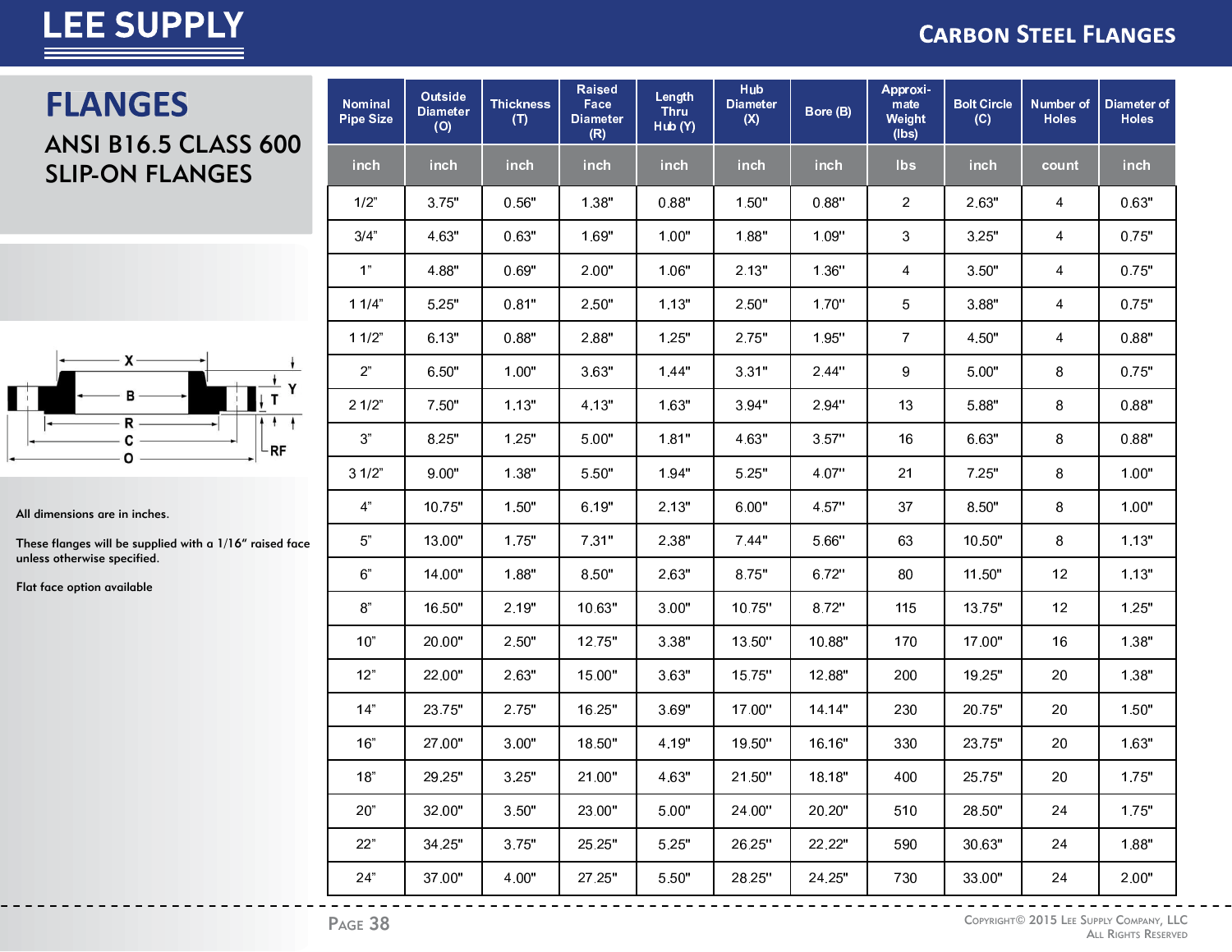# LEE SUPPLY

## CARBON STEEL FLANGES

# FLANGES

## ANSI B16.5 CLASS 600 SLIP-ON FLANGES

| Nominal Pipe Size | Outside Diameter (O) | Thickness (T) | Raised Face Diameter (R) | Length Thru Hub (Y) | Hub Diameter (X) | Bore (B) | Approximate Weight (lbs) | Bolt Circle (C) | Number of Holes | Diameter of Holes |
|---|---|---|---|---|---|---|---|---|---|---|
| inch | inch | inch | inch | inch | inch | inch | lbs | inch | count | inch |
| 1/2" | 3.75" | 0.56" | 1.38" | 0.88" | 1.50" | 0.88" | 2 | 2.63" | 4 | 0.63" |
| 3/4" | 4.63" | 0.63" | 1.69" | 1.00" | 1.88" | 1.09" | 3 | 3.25" | 4 | 0.75" |
| 1" | 4.88" | 0.69" | 2.00" | 1.06" | 2.13" | 1.36" | 4 | 3.50" | 4 | 0.75" |
| 1 1/4" | 5.25" | 0.81" | 2.50" | 1.13" | 2.50" | 1.70" | 5 | 3.88" | 4 | 0.75" |
| 1 1/2" | 6.13" | 0.88" | 2.88" | 1.25" | 2.75" | 1.95" | 7 | 4.50" | 4 | 0.88" |
| 2" | 6.50" | 1.00" | 3.63" | 1.44" | 3.31" | 2.44" | 9 | 5.00" | 8 | 0.75" |
| 2 1/2" | 7.50" | 1.13" | 4.13" | 1.63" | 3.94" | 2.94" | 13 | 5.88" | 8 | 0.88" |
| 3" | 8.25" | 1.25" | 5.00" | 1.81" | 4.63" | 3.57" | 16 | 6.63" | 8 | 0.88" |
| 3 1/2" | 9.00" | 1.38" | 5.50" | 1.94" | 5.25" | 4.07" | 21 | 7.25" | 8 | 1.00" |
| 4" | 10.75" | 1.50" | 6.19" | 2.13" | 6.00" | 4.57" | 37 | 8.50" | 8 | 1.00" |
| 5" | 13.00" | 1.75" | 7.31" | 2.38" | 7.44" | 5.66" | 63 | 10.50" | 8 | 1.13" |
| 6" | 14.00" | 1.88" | 8.50" | 2.63" | 8.75" | 6.72" | 80 | 11.50" | 12 | 1.13" |
| 8" | 16.50" | 2.19" | 10.63" | 3.00" | 10.75" | 8.72" | 115 | 13.75" | 12 | 1.25" |
| 10" | 20.00" | 2.50" | 12.75" | 3.38" | 13.50" | 10.88" | 170 | 17.00" | 16 | 1.38" |
| 12" | 22.00" | 2.63" | 15.00" | 3.63" | 15.75" | 12.88" | 200 | 19.25" | 20 | 1.38" |
| 14" | 23.75" | 2.75" | 16.25" | 3.69" | 17.00" | 14.14" | 230 | 20.75" | 20 | 1.50" |
| 16" | 27.00" | 3.00" | 18.50" | 4.19" | 19.50" | 16.16" | 330 | 23.75" | 20 | 1.63" |
| 18" | 29.25" | 3.25" | 21.00" | 4.63" | 21.50" | 18.18" | 400 | 25.75" | 20 | 1.75" |
| 20" | 32.00" | 3.50" | 23.00" | 5.00" | 24.00" | 20.20" | 510 | 28.50" | 24 | 1.75" |
| 22" | 34.25" | 3.75" | 25.25" | 5.25" | 26.25" | 22.22" | 590 | 30.63" | 24 | 1.88" |
| 24" | 37.00" | 4.00" | 27.25" | 5.50" | 28.25" | 24.25" | 730 | 33.00" | 24 | 2.00" |

All dimensions are in inches.

These flanges will be supplied with a 1/16" raised face unless otherwise specified.

Flat face option available

Copyright© 2015 Lee Supply Company, LLC
All Rights Reserved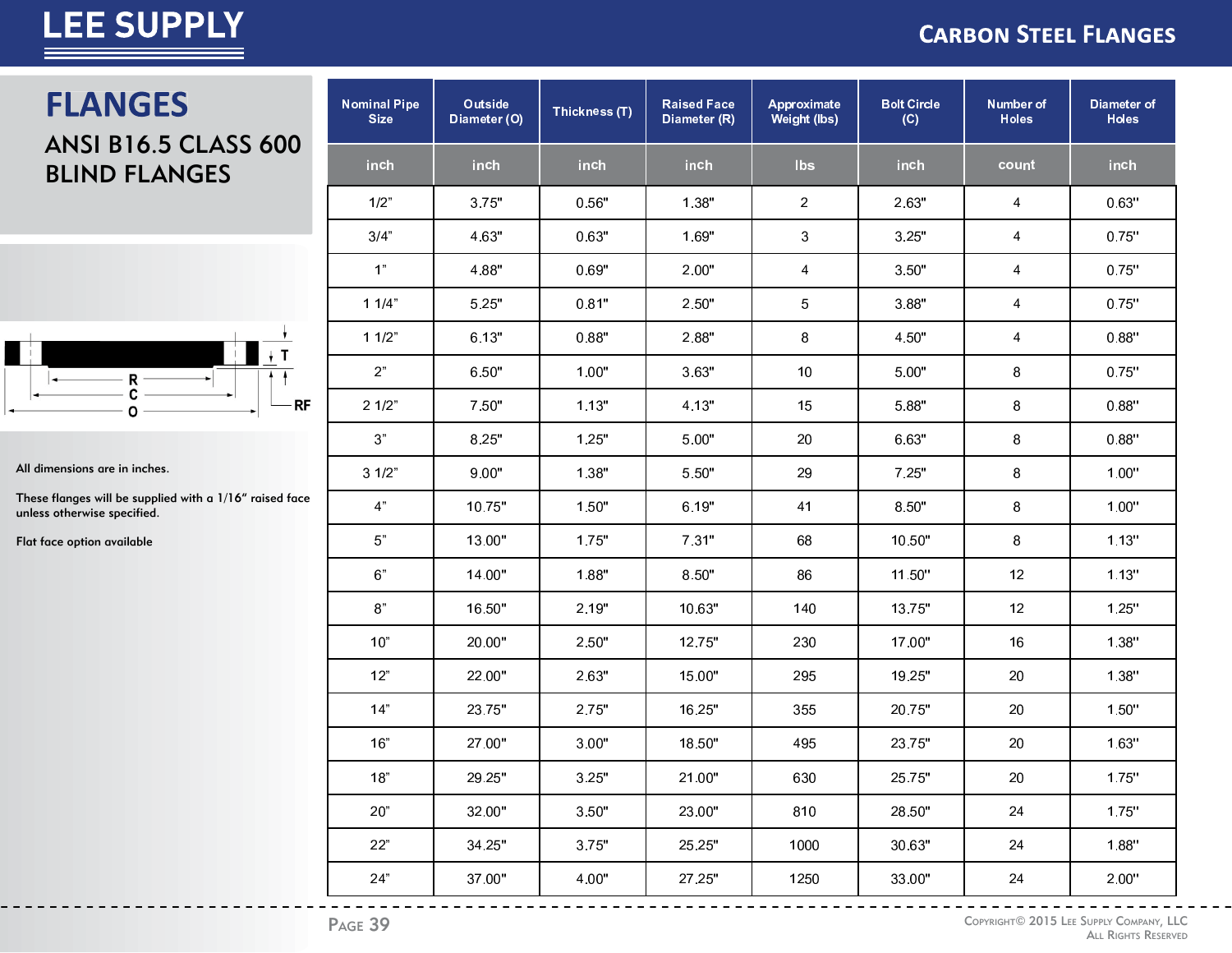# FLANGES

## ANSI B16.5 CLASS 600 BLIND FLANGES

All dimensions are in inches.

These flanges will be supplied with a 1/16" raised face unless otherwise specified.

Flat face option available

| Nominal Pipe Size | Outside Diameter (O) | Thickness (T) | Raised Face Diameter (R) | Approximate Weight (lbs) | Bolt Circle (C) | Number of Holes | Diameter of Holes |
|---|---|---|---|---|---|---|---|
| inch | inch | inch | inch | lbs | inch | count | inch |
| 1/2" | 3.75" | 0.56" | 1.38" | 2 | 2.63" | 4 | 0.63" |
| 3/4" | 4.63" | 0.63" | 1.69" | 3 | 3.25" | 4 | 0.75" |
| 1" | 4.88" | 0.69" | 2.00" | 4 | 3.50" | 4 | 0.75" |
| 1 1/4" | 5.25" | 0.81" | 2.50" | 5 | 3.88" | 4 | 0.75" |
| 1 1/2" | 6.13" | 0.88" | 2.88" | 8 | 4.50" | 4 | 0.88" |
| 2" | 6.50" | 1.00" | 3.63" | 10 | 5.00" | 8 | 0.75" |
| 2 1/2" | 7.50" | 1.13" | 4.13" | 15 | 5.88" | 8 | 0.88" |
| 3" | 8.25" | 1.25" | 5.00" | 20 | 6.63" | 8 | 0.88" |
| 3 1/2" | 9.00" | 1.38" | 5.50" | 29 | 7.25" | 8 | 1.00" |
| 4" | 10.75" | 1.50" | 6.19" | 41 | 8.50" | 8 | 1.00" |
| 5" | 13.00" | 1.75" | 7.31" | 68 | 10.50" | 8 | 1.13" |
| 6" | 14.00" | 1.88" | 8.50" | 86 | 11.50" | 12 | 1.13" |
| 8" | 16.50" | 2.19" | 10.63" | 140 | 13.75" | 12 | 1.25" |
| 10" | 20.00" | 2.50" | 12.75" | 230 | 17.00" | 16 | 1.38" |
| 12" | 22.00" | 2.63" | 15.00" | 295 | 19.25" | 20 | 1.38" |
| 14" | 23.75" | 2.75" | 16.25" | 355 | 20.75" | 20 | 1.50" |
| 16" | 27.00" | 3.00" | 18.50" | 495 | 23.75" | 20 | 1.63" |
| 18" | 29.25" | 3.25" | 21.00" | 630 | 25.75" | 20 | 1.75" |
| 20" | 32.00" | 3.50" | 23.00" | 810 | 28.50" | 24 | 1.75" |
| 22" | 34.25" | 3.75" | 25.25" | 1000 | 30.63" | 24 | 1.88" |
| 24" | 37.00" | 4.00" | 27.25" | 1250 | 33.00" | 24 | 2.00" |

Copyright© 2015 Lee Supply Company, LLC
All Rights Reserved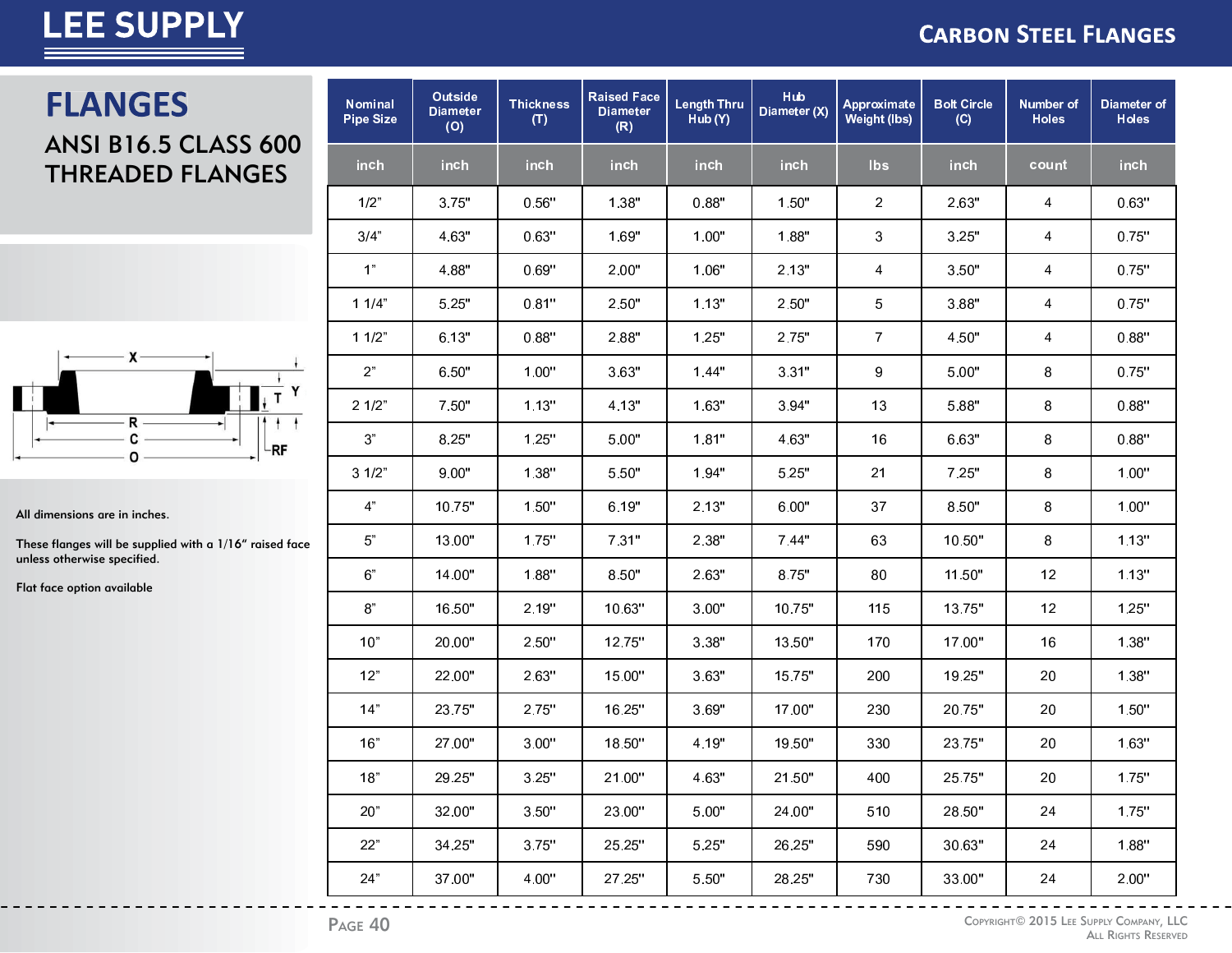# FLANGES

## ANSI B16.5 CLASS 600 THREADED FLANGES

All dimensions are in inches.

These flanges will be supplied with a 1/16" raised face unless otherwise specified.

Flat face option available

| Nominal Pipe Size | Outside Diameter (O) | Thickness (T) | Raised Face Diameter (R) | Length Thru Hub (Y) | Hub Diameter (X) | Approximate Weight (lbs) | Bolt Circle (C) | Number of Holes | Diameter of Holes |
|---|---|---|---|---|---|---|---|---|---|
| inch | inch | inch | inch | inch | inch | lbs | inch | count | inch |
| 1/2" | 3.75" | 0.56" | 1.38" | 0.88" | 1.50" | 2 | 2.63" | 4 | 0.63" |
| 3/4" | 4.63" | 0.63" | 1.69" | 1.00" | 1.88" | 3 | 3.25" | 4 | 0.75" |
| 1" | 4.88" | 0.69" | 2.00" | 1.06" | 2.13" | 4 | 3.50" | 4 | 0.75" |
| 1 1/4" | 5.25" | 0.81" | 2.50" | 1.13" | 2.50" | 5 | 3.88" | 4 | 0.75" |
| 1 1/2" | 6.13" | 0.88" | 2.88" | 1.25" | 2.75" | 7 | 4.50" | 4 | 0.88" |
| 2" | 6.50" | 1.00" | 3.63" | 1.44" | 3.31" | 9 | 5.00" | 8 | 0.75" |
| 2 1/2" | 7.50" | 1.13" | 4.13" | 1.63" | 3.94" | 13 | 5.88" | 8 | 0.88" |
| 3" | 8.25" | 1.25" | 5.00" | 1.81" | 4.63" | 16 | 6.63" | 8 | 0.88" |
| 3 1/2" | 9.00" | 1.38" | 5.50" | 1.94" | 5.25" | 21 | 7.25" | 8 | 1.00" |
| 4" | 10.75" | 1.50" | 6.19" | 2.13" | 6.00" | 37 | 8.50" | 8 | 1.00" |
| 5" | 13.00" | 1.75" | 7.31" | 2.38" | 7.44" | 63 | 10.50" | 8 | 1.13" |
| 6" | 14.00" | 1.88" | 8.50" | 2.63" | 8.75" | 80 | 11.50" | 12 | 1.13" |
| 8" | 16.50" | 2.19" | 10.63" | 3.00" | 10.75" | 115 | 13.75" | 12 | 1.25" |
| 10" | 20.00" | 2.50" | 12.75" | 3.38" | 13.50" | 170 | 17.00" | 16 | 1.38" |
| 12" | 22.00" | 2.63" | 15.00" | 3.63" | 15.75" | 200 | 19.25" | 20 | 1.38" |
| 14" | 23.75" | 2.75" | 16.25" | 3.69" | 17.00" | 230 | 20.75" | 20 | 1.50" |
| 16" | 27.00" | 3.00" | 18.50" | 4.19" | 19.50" | 330 | 23.75" | 20 | 1.63" |
| 18" | 29.25" | 3.25" | 21.00" | 4.63" | 21.50" | 400 | 25.75" | 20 | 1.75" |
| 20" | 32.00" | 3.50" | 23.00" | 5.00" | 24.00" | 510 | 28.50" | 24 | 1.75" |
| 22" | 34.25" | 3.75" | 25.25" | 5.25" | 26.25" | 590 | 30.63" | 24 | 1.88" |
| 24" | 37.00" | 4.00" | 27.25" | 5.50" | 28.25" | 730 | 33.00" | 24 | 2.00" |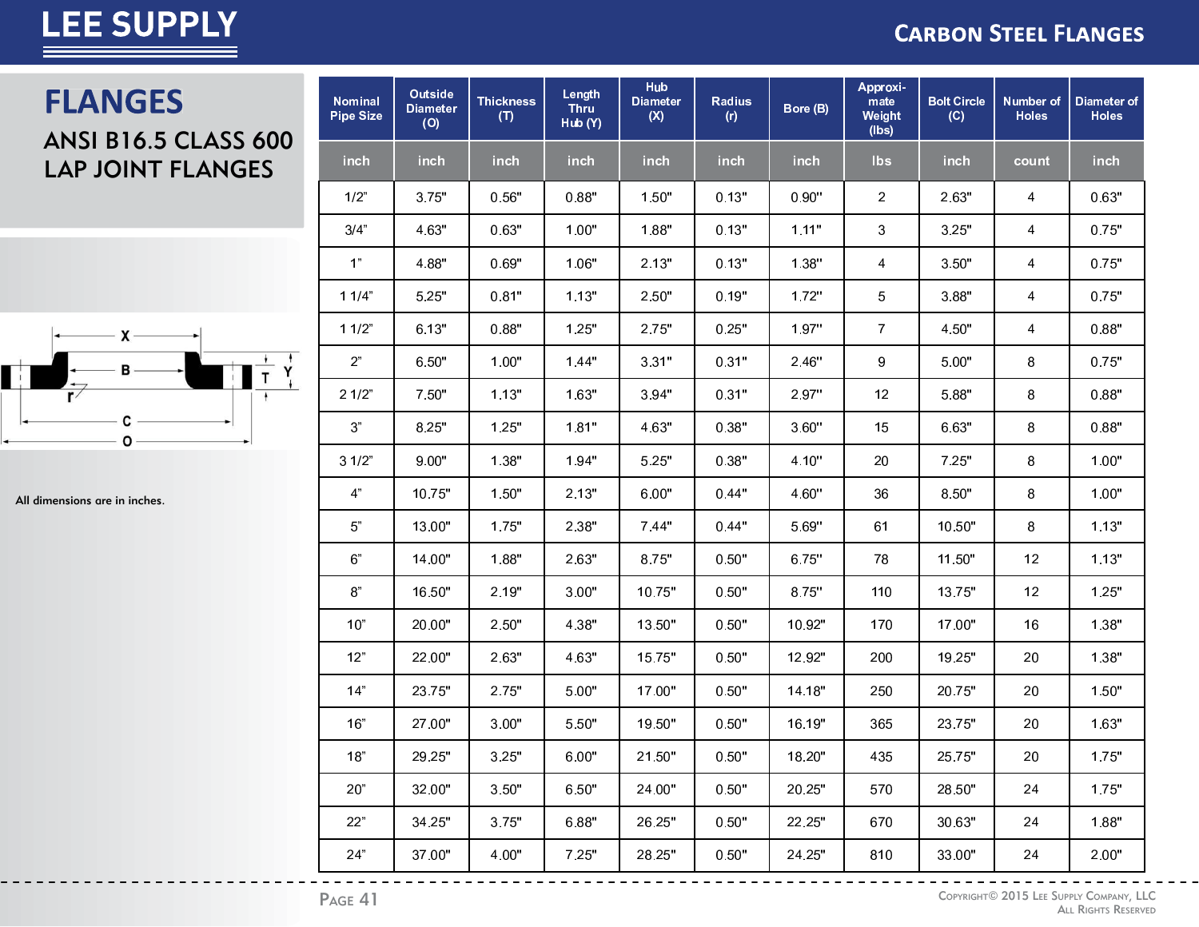# FLANGES

## ANSI B16.5 CLASS 600 LAP JOINT FLANGES

All dimensions are in inches.

| Nominal Pipe Size | Outside Diameter (O) | Thickness (T) | Length Thru Hub (Y) | Hub Diameter (X) | Radius (r) | Bore (B) | Approximate Weight (lbs) | Bolt Circle (C) | Number of Holes | Diameter of Holes |
|---|---|---|---|---|---|---|---|---|---|---|
| inch | inch | inch | inch | inch | inch | inch | lbs | inch | count | inch |
| 1/2" | 3.75" | 0.56" | 0.88" | 1.50" | 0.13" | 0.90" | 2 | 2.63" | 4 | 0.63" |
| 3/4" | 4.63" | 0.63" | 1.00" | 1.88" | 0.13" | 1.11" | 3 | 3.25" | 4 | 0.75" |
| 1" | 4.88" | 0.69" | 1.06" | 2.13" | 0.13" | 1.38" | 4 | 3.50" | 4 | 0.75" |
| 1 1/4" | 5.25" | 0.81" | 1.13" | 2.50" | 0.19" | 1.72" | 5 | 3.88" | 4 | 0.75" |
| 1 1/2" | 6.13" | 0.88" | 1.25" | 2.75" | 0.25" | 1.97" | 7 | 4.50" | 4 | 0.88" |
| 2" | 6.50" | 1.00" | 1.44" | 3.31" | 0.31" | 2.46" | 9 | 5.00" | 8 | 0.75" |
| 2 1/2" | 7.50" | 1.13" | 1.63" | 3.94" | 0.31" | 2.97" | 12 | 5.88" | 8 | 0.88" |
| 3" | 8.25" | 1.25" | 1.81" | 4.63" | 0.38" | 3.60" | 15 | 6.63" | 8 | 0.88" |
| 3 1/2" | 9.00" | 1.38" | 1.94" | 5.25" | 0.38" | 4.10" | 20 | 7.25" | 8 | 1.00" |
| 4" | 10.75" | 1.50" | 2.13" | 6.00" | 0.44" | 4.60" | 36 | 8.50" | 8 | 1.00" |
| 5" | 13.00" | 1.75" | 2.38" | 7.44" | 0.44" | 5.69" | 61 | 10.50" | 8 | 1.13" |
| 6" | 14.00" | 1.88" | 2.63" | 8.75" | 0.50" | 6.75" | 78 | 11.50" | 12 | 1.13" |
| 8" | 16.50" | 2.19" | 3.00" | 10.75" | 0.50" | 8.75" | 110 | 13.75" | 12 | 1.25" |
| 10" | 20.00" | 2.50" | 4.38" | 13.50" | 0.50" | 10.92" | 170 | 17.00" | 16 | 1.38" |
| 12" | 22.00" | 2.63" | 4.63" | 15.75" | 0.50" | 12.92" | 200 | 19.25" | 20 | 1.38" |
| 14" | 23.75" | 2.75" | 5.00" | 17.00" | 0.50" | 14.18" | 250 | 20.75" | 20 | 1.50" |
| 16" | 27.00" | 3.00" | 5.50" | 19.50" | 0.50" | 16.19" | 365 | 23.75" | 20 | 1.63" |
| 18" | 29.25" | 3.25" | 6.00" | 21.50" | 0.50" | 18.20" | 435 | 25.75" | 20 | 1.75" |
| 20" | 32.00" | 3.50" | 6.50" | 24.00" | 0.50" | 20.25" | 570 | 28.50" | 24 | 1.75" |
| 22" | 34.25" | 3.75" | 6.88" | 26.25" | 0.50" | 22.25" | 670 | 30.63" | 24 | 1.88" |
| 24" | 37.00" | 4.00" | 7.25" | 28.25" | 0.50" | 24.25" | 810 | 33.00" | 24 | 2.00" |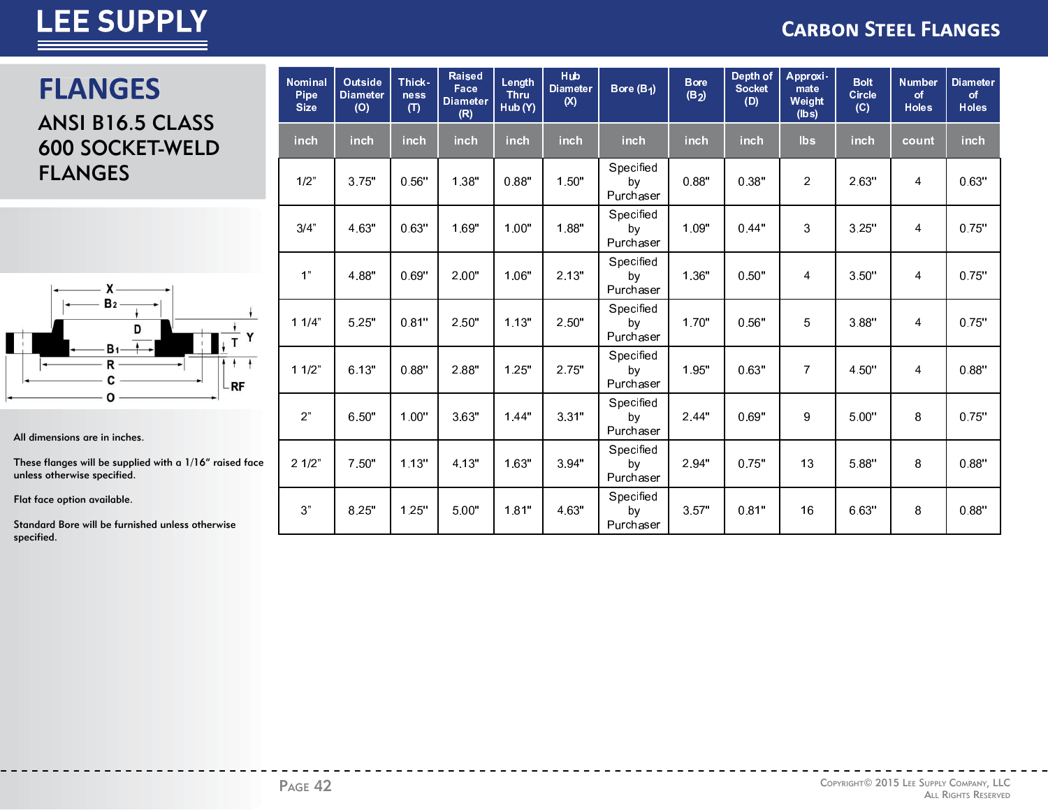# FLANGES

## ANSI B16.5 CLASS 600 SOCKET-WELD FLANGES

X
B2
D
B1
R
C
O
T
Y
RF

All dimensions are in inches.

These flanges will be supplied with a 1/16" raised face unless otherwise specified.

Flat face option available.

Standard Bore will be furnished unless otherwise specified.

| Nominal Pipe Size | Outside Diameter (O) | Thick-ness (T) | Raised Face Diameter (R) | Length Thru Hub (Y) | Hub Diameter (X) | Bore ($B_1$) | Bore ($B_2$) | Depth of Socket (D) | Approxi-mate Weight (lbs) | Bolt Circle (C) | Number of Holes | Diameter of Holes |
|---|---|---|---|---|---|---|---|---|---|---|---|---|
| inch | inch | inch | inch | inch | inch | inch | inch | inch | lbs | inch | count | inch |
| 1/2" | 3.75" | 0.56" | 1.38" | 0.88" | 1.50" | Specified by Purchaser | 0.88" | 0.38" | 2 | 2.63" | 4 | 0.63" |
| 3/4" | 4.63" | 0.63" | 1.69" | 1.00" | 1.88" | Specified by Purchaser | 1.09" | 0.44" | 3 | 3.25" | 4 | 0.75" |
| 1" | 4.88" | 0.69" | 2.00" | 1.06" | 2.13" | Specified by Purchaser | 1.36" | 0.50" | 4 | 3.50" | 4 | 0.75" |
| 1 1/4" | 5.25" | 0.81" | 2.50" | 1.13" | 2.50" | Specified by Purchaser | 1.70" | 0.56" | 5 | 3.88" | 4 | 0.75" |
| 1 1/2" | 6.13" | 0.88" | 2.88" | 1.25" | 2.75" | Specified by Purchaser | 1.95" | 0.63" | 7 | 4.50" | 4 | 0.88" |
| 2" | 6.50" | 1.00" | 3.63" | 1.44" | 3.31" | Specified by Purchaser | 2.44" | 0.69" | 9 | 5.00" | 8 | 0.75" |
| 2 1/2" | 7.50" | 1.13" | 4.13" | 1.63" | 3.94" | Specified by Purchaser | 2.94" | 0.75" | 13 | 5.88" | 8 | 0.88" |
| 3" | 8.25" | 1.25" | 5.00" | 1.81" | 4.63" | Specified by Purchaser | 3.57" | 0.81" | 16 | 6.63" | 8 | 0.88" |

Copyright© 2015 Lee Supply Company, LLC
All Rights Reserved